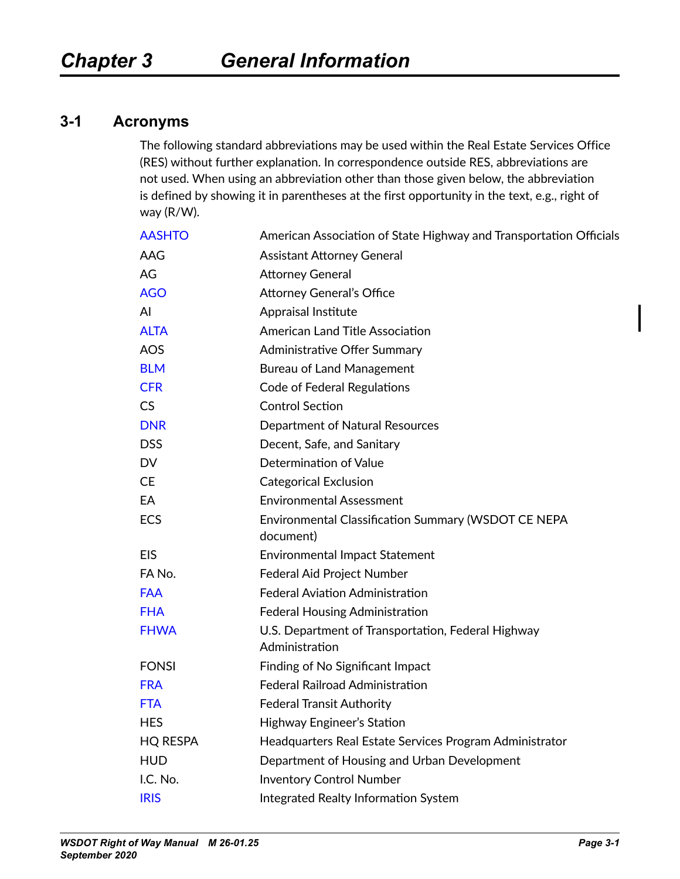# Chapter 3 General Information

## 3-1 Acronyms

The following standard abbreviations may be used within the Real Estate Services Office (RES) without further explanation. In correspondence outside RES, abbreviations are not used. When using an abbreviation other than those given below, the abbreviation is defined by showing it in parentheses at the first opportunity in the text, e.g., right of way (R/W).

| | |
|---|---|
| AASHTO | American Association of State Highway and Transportation Officials |
| AAG | Assistant Attorney General |
| AG | Attorney General |
| AGO | Attorney General's Office |
| AI | Appraisal Institute |
| ALTA | American Land Title Association |
| AOS | Administrative Offer Summary |
| BLM | Bureau of Land Management |
| CFR | Code of Federal Regulations |
| CS | Control Section |
| DNR | Department of Natural Resources |
| DSS | Decent, Safe, and Sanitary |
| DV | Determination of Value |
| CE | Categorical Exclusion |
| EA | Environmental Assessment |
| ECS | Environmental Classification Summary (WSDOT CE NEPA document) |
| EIS | Environmental Impact Statement |
| FA No. | Federal Aid Project Number |
| FAA | Federal Aviation Administration |
| FHA | Federal Housing Administration |
| FHWA | U.S. Department of Transportation, Federal Highway Administration |
| FONSI | Finding of No Significant Impact |
| FRA | Federal Railroad Administration |
| FTA | Federal Transit Authority |
| HES | Highway Engineer's Station |
| HQ RESPA | Headquarters Real Estate Services Program Administrator |
| HUD | Department of Housing and Urban Development |
| I.C. No. | Inventory Control Number |
| IRIS | Integrated Realty Information System |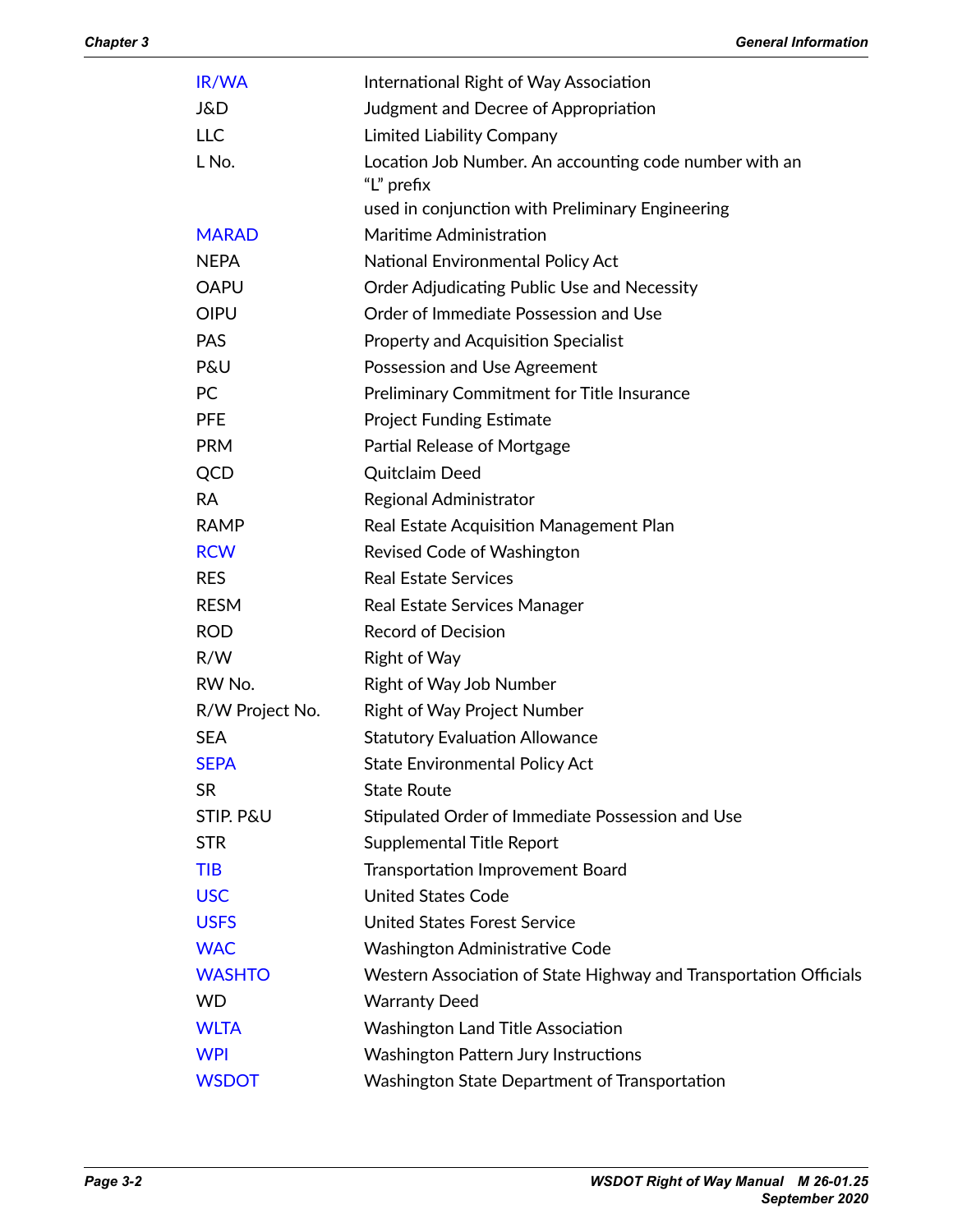| | |
|---|---|
| IR/WA | International Right of Way Association |
| J&D | Judgment and Decree of Appropriation |
| LLC | Limited Liability Company |
| L No. | Location Job Number. An accounting code number with an "L" prefix used in conjunction with Preliminary Engineering |
| MARAD | Maritime Administration |
| NEPA | National Environmental Policy Act |
| OAPU | Order Adjudicating Public Use and Necessity |
| OIPU | Order of Immediate Possession and Use |
| PAS | Property and Acquisition Specialist |
| P&U | Possession and Use Agreement |
| PC | Preliminary Commitment for Title Insurance |
| PFE | Project Funding Estimate |
| PRM | Partial Release of Mortgage |
| QCD | Quitclaim Deed |
| RA | Regional Administrator |
| RAMP | Real Estate Acquisition Management Plan |
| RCW | Revised Code of Washington |
| RES | Real Estate Services |
| RESM | Real Estate Services Manager |
| ROD | Record of Decision |
| R/W | Right of Way |
| RW No. | Right of Way Job Number |
| R/W Project No. | Right of Way Project Number |
| SEA | Statutory Evaluation Allowance |
| SEPA | State Environmental Policy Act |
| SR | State Route |
| STIP. P&U | Stipulated Order of Immediate Possession and Use |
| STR | Supplemental Title Report |
| TIB | Transportation Improvement Board |
| USC | United States Code |
| USFS | United States Forest Service |
| WAC | Washington Administrative Code |
| WASHTO | Western Association of State Highway and Transportation Officials |
| WD | Warranty Deed |
| WLTA | Washington Land Title Association |
| WPI | Washington Pattern Jury Instructions |
| WSDOT | Washington State Department of Transportation |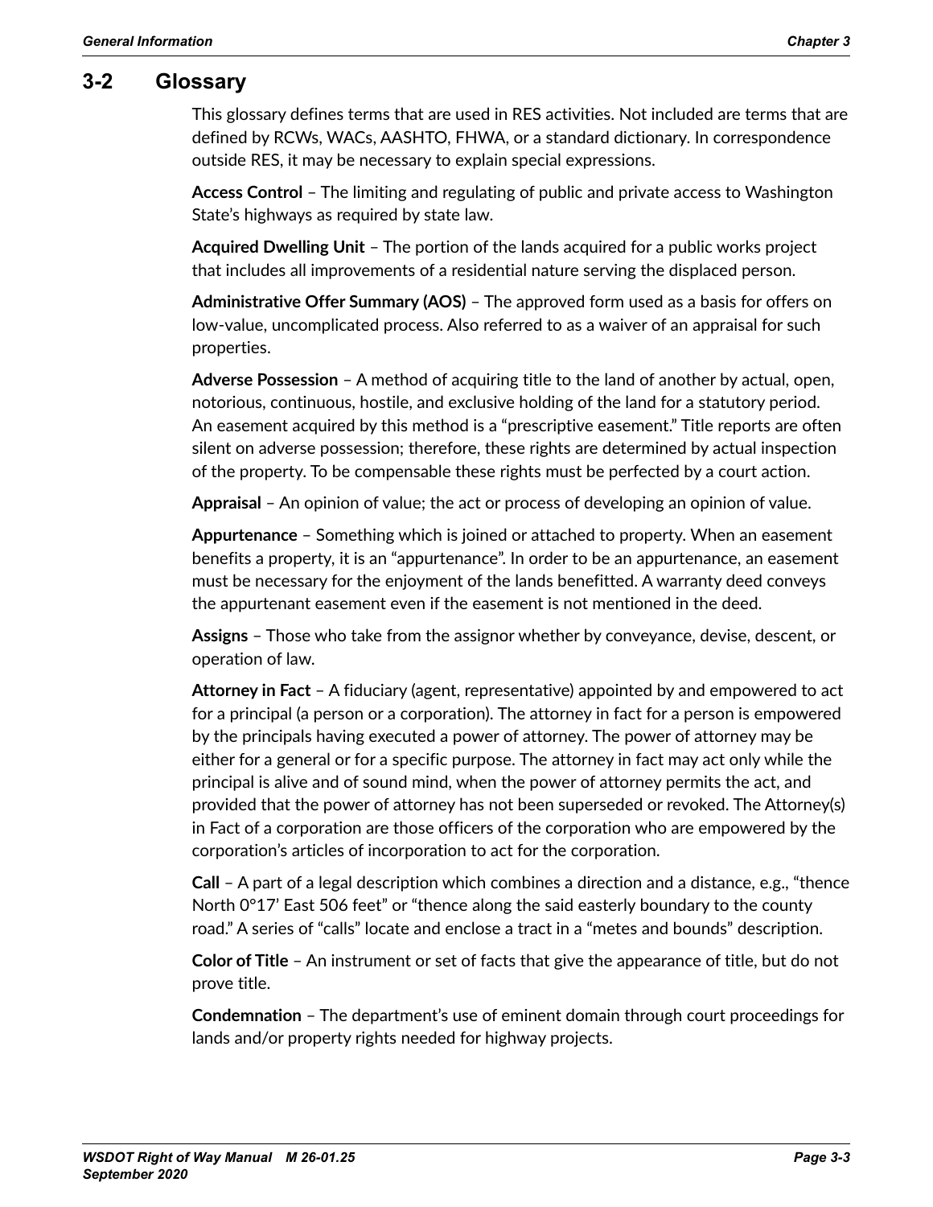## 3-2 Glossary

This glossary defines terms that are used in RES activities. Not included are terms that are defined by RCWs, WACs, AASHTO, FHWA, or a standard dictionary. In correspondence outside RES, it may be necessary to explain special expressions.

**Access Control** – The limiting and regulating of public and private access to Washington State's highways as required by state law.

**Acquired Dwelling Unit** – The portion of the lands acquired for a public works project that includes all improvements of a residential nature serving the displaced person.

**Administrative Offer Summary (AOS)** – The approved form used as a basis for offers on low-value, uncomplicated process. Also referred to as a waiver of an appraisal for such properties.

**Adverse Possession** – A method of acquiring title to the land of another by actual, open, notorious, continuous, hostile, and exclusive holding of the land for a statutory period. An easement acquired by this method is a "prescriptive easement." Title reports are often silent on adverse possession; therefore, these rights are determined by actual inspection of the property. To be compensable these rights must be perfected by a court action.

**Appraisal** – An opinion of value; the act or process of developing an opinion of value.

**Appurtenance** – Something which is joined or attached to property. When an easement benefits a property, it is an "appurtenance". In order to be an appurtenance, an easement must be necessary for the enjoyment of the lands benefitted. A warranty deed conveys the appurtenant easement even if the easement is not mentioned in the deed.

**Assigns** – Those who take from the assignor whether by conveyance, devise, descent, or operation of law.

**Attorney in Fact** – A fiduciary (agent, representative) appointed by and empowered to act for a principal (a person or a corporation). The attorney in fact for a person is empowered by the principals having executed a power of attorney. The power of attorney may be either for a general or for a specific purpose. The attorney in fact may act only while the principal is alive and of sound mind, when the power of attorney permits the act, and provided that the power of attorney has not been superseded or revoked. The Attorney(s) in Fact of a corporation are those officers of the corporation who are empowered by the corporation's articles of incorporation to act for the corporation.

**Call** – A part of a legal description which combines a direction and a distance, e.g., "thence North 0°17' East 506 feet" or "thence along the said easterly boundary to the county road." A series of "calls" locate and enclose a tract in a "metes and bounds" description.

**Color of Title** – An instrument or set of facts that give the appearance of title, but do not prove title.

**Condemnation** – The department's use of eminent domain through court proceedings for lands and/or property rights needed for highway projects.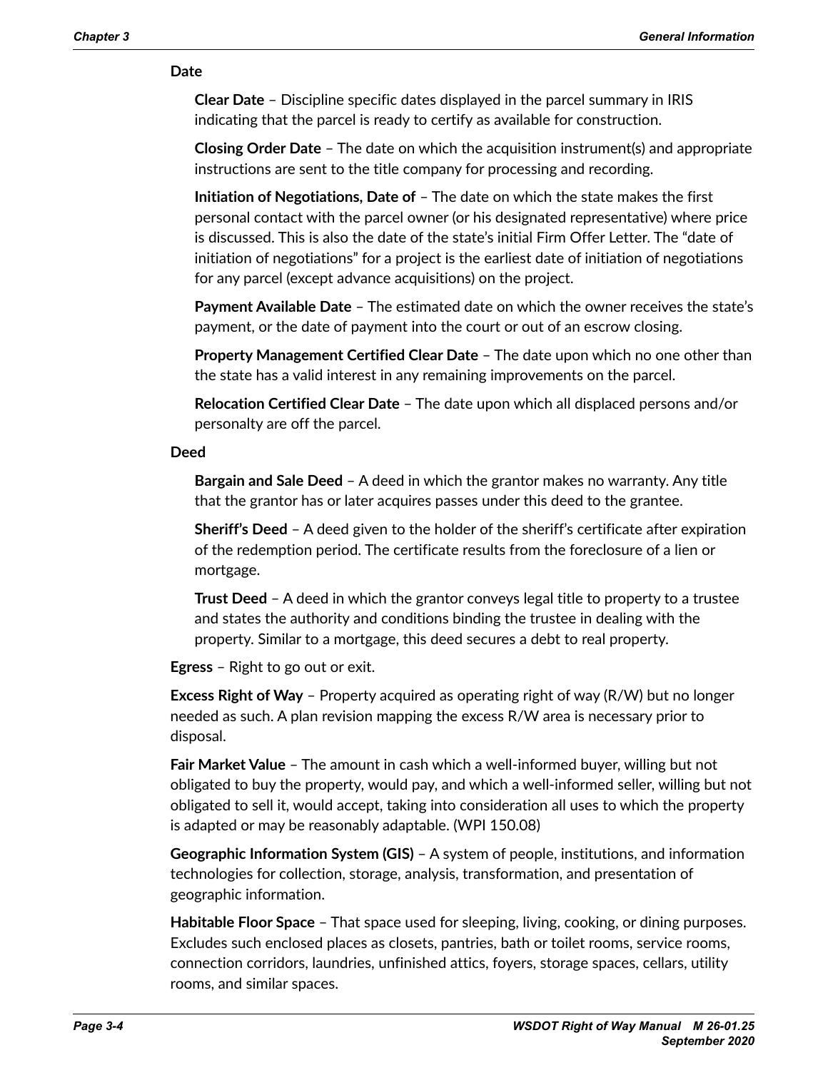**Date**

**Clear Date** – Discipline specific dates displayed in the parcel summary in IRIS indicating that the parcel is ready to certify as available for construction.

**Closing Order Date** – The date on which the acquisition instrument(s) and appropriate instructions are sent to the title company for processing and recording.

**Initiation of Negotiations, Date of** – The date on which the state makes the first personal contact with the parcel owner (or his designated representative) where price is discussed. This is also the date of the state's initial Firm Offer Letter. The "date of initiation of negotiations" for a project is the earliest date of initiation of negotiations for any parcel (except advance acquisitions) on the project.

**Payment Available Date** – The estimated date on which the owner receives the state's payment, or the date of payment into the court or out of an escrow closing.

**Property Management Certified Clear Date** – The date upon which no one other than the state has a valid interest in any remaining improvements on the parcel.

**Relocation Certified Clear Date** – The date upon which all displaced persons and/or personalty are off the parcel.

**Deed**

**Bargain and Sale Deed** – A deed in which the grantor makes no warranty. Any title that the grantor has or later acquires passes under this deed to the grantee.

**Sheriff's Deed** – A deed given to the holder of the sheriff's certificate after expiration of the redemption period. The certificate results from the foreclosure of a lien or mortgage.

**Trust Deed** – A deed in which the grantor conveys legal title to property to a trustee and states the authority and conditions binding the trustee in dealing with the property. Similar to a mortgage, this deed secures a debt to real property.

**Egress** – Right to go out or exit.

**Excess Right of Way** – Property acquired as operating right of way (R/W) but no longer needed as such. A plan revision mapping the excess R/W area is necessary prior to disposal.

**Fair Market Value** – The amount in cash which a well-informed buyer, willing but not obligated to buy the property, would pay, and which a well-informed seller, willing but not obligated to sell it, would accept, taking into consideration all uses to which the property is adapted or may be reasonably adaptable. (WPI 150.08)

**Geographic Information System (GIS)** – A system of people, institutions, and information technologies for collection, storage, analysis, transformation, and presentation of geographic information.

**Habitable Floor Space** – That space used for sleeping, living, cooking, or dining purposes. Excludes such enclosed places as closets, pantries, bath or toilet rooms, service rooms, connection corridors, laundries, unfinished attics, foyers, storage spaces, cellars, utility rooms, and similar spaces.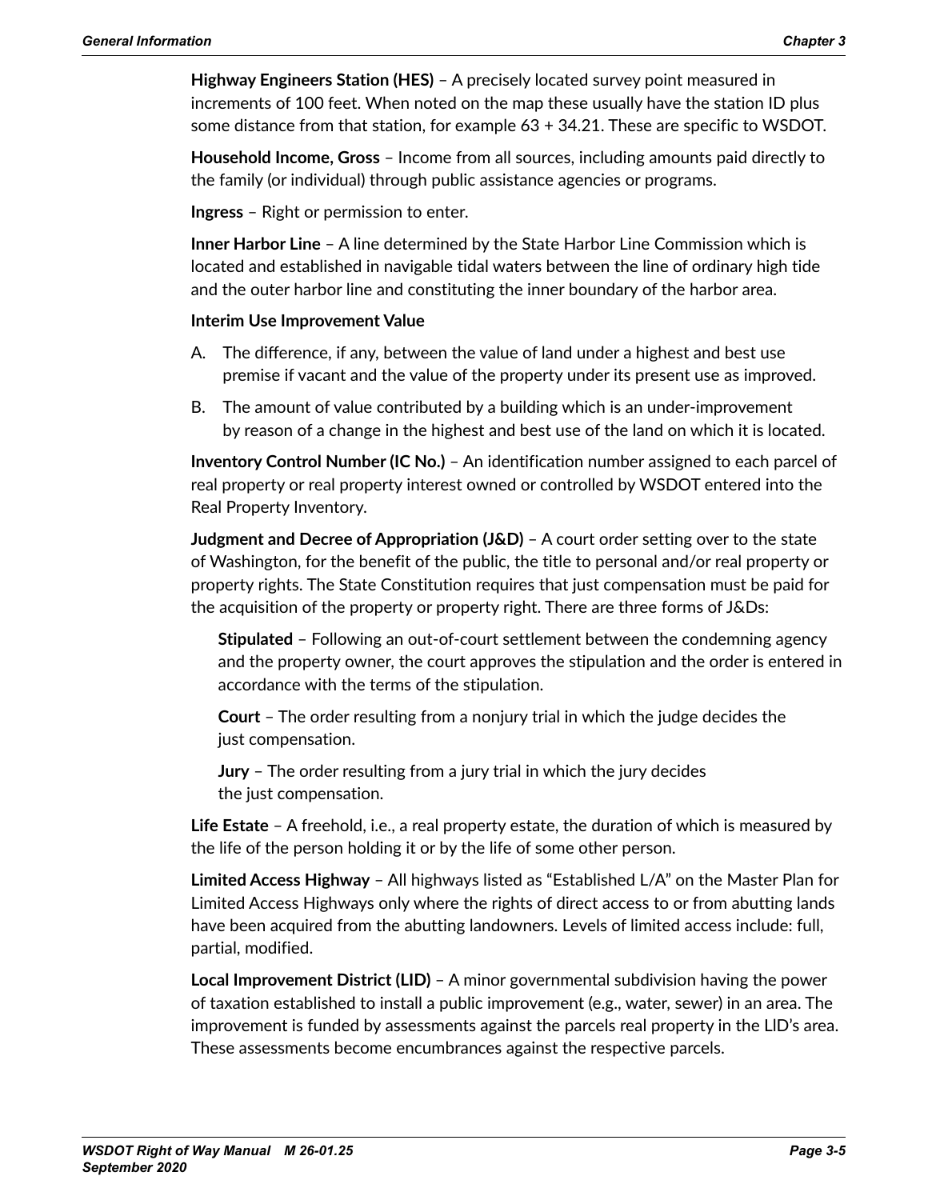**Highway Engineers Station (HES)** – A precisely located survey point measured in increments of 100 feet. When noted on the map these usually have the station ID plus some distance from that station, for example 63 + 34.21. These are specific to WSDOT.

**Household Income, Gross** – Income from all sources, including amounts paid directly to the family (or individual) through public assistance agencies or programs.

**Ingress** – Right or permission to enter.

**Inner Harbor Line** – A line determined by the State Harbor Line Commission which is located and established in navigable tidal waters between the line of ordinary high tide and the outer harbor line and constituting the inner boundary of the harbor area.

**Interim Use Improvement Value**

A. The difference, if any, between the value of land under a highest and best use premise if vacant and the value of the property under its present use as improved.

B. The amount of value contributed by a building which is an under-improvement by reason of a change in the highest and best use of the land on which it is located.

**Inventory Control Number (IC No.)** – An identification number assigned to each parcel of real property or real property interest owned or controlled by WSDOT entered into the Real Property Inventory.

**Judgment and Decree of Appropriation (J&D)** – A court order setting over to the state of Washington, for the benefit of the public, the title to personal and/or real property or property rights. The State Constitution requires that just compensation must be paid for the acquisition of the property or property right. There are three forms of J&Ds:

**Stipulated** – Following an out-of-court settlement between the condemning agency and the property owner, the court approves the stipulation and the order is entered in accordance with the terms of the stipulation.

**Court** – The order resulting from a nonjury trial in which the judge decides the just compensation.

**Jury** – The order resulting from a jury trial in which the jury decides the just compensation.

**Life Estate** – A freehold, i.e., a real property estate, the duration of which is measured by the life of the person holding it or by the life of some other person.

**Limited Access Highway** – All highways listed as "Established L/A" on the Master Plan for Limited Access Highways only where the rights of direct access to or from abutting lands have been acquired from the abutting landowners. Levels of limited access include: full, partial, modified.

**Local Improvement District (LID)** – A minor governmental subdivision having the power of taxation established to install a public improvement (e.g., water, sewer) in an area. The improvement is funded by assessments against the parcels real property in the LID's area. These assessments become encumbrances against the respective parcels.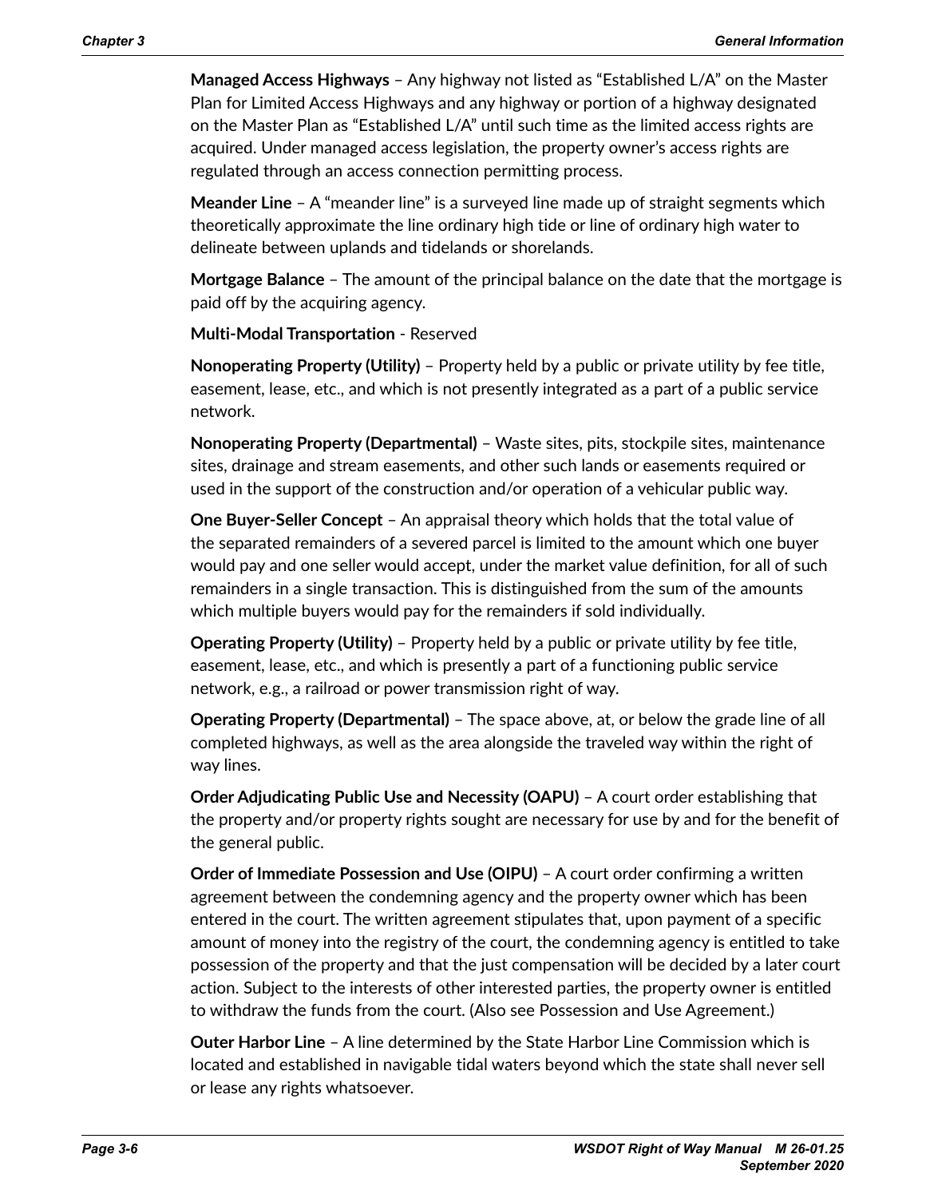**Managed Access Highways** – Any highway not listed as "Established L/A" on the Master Plan for Limited Access Highways and any highway or portion of a highway designated on the Master Plan as "Established L/A" until such time as the limited access rights are acquired. Under managed access legislation, the property owner's access rights are regulated through an access connection permitting process.

**Meander Line** – A "meander line" is a surveyed line made up of straight segments which theoretically approximate the line ordinary high tide or line of ordinary high water to delineate between uplands and tidelands or shorelands.

**Mortgage Balance** – The amount of the principal balance on the date that the mortgage is paid off by the acquiring agency.

**Multi-Modal Transportation** - Reserved

**Nonoperating Property (Utility)** – Property held by a public or private utility by fee title, easement, lease, etc., and which is not presently integrated as a part of a public service network.

**Nonoperating Property (Departmental)** – Waste sites, pits, stockpile sites, maintenance sites, drainage and stream easements, and other such lands or easements required or used in the support of the construction and/or operation of a vehicular public way.

**One Buyer-Seller Concept** – An appraisal theory which holds that the total value of the separated remainders of a severed parcel is limited to the amount which one buyer would pay and one seller would accept, under the market value definition, for all of such remainders in a single transaction. This is distinguished from the sum of the amounts which multiple buyers would pay for the remainders if sold individually.

**Operating Property (Utility)** – Property held by a public or private utility by fee title, easement, lease, etc., and which is presently a part of a functioning public service network, e.g., a railroad or power transmission right of way.

**Operating Property (Departmental)** – The space above, at, or below the grade line of all completed highways, as well as the area alongside the traveled way within the right of way lines.

**Order Adjudicating Public Use and Necessity (OAPU)** – A court order establishing that the property and/or property rights sought are necessary for use by and for the benefit of the general public.

**Order of Immediate Possession and Use (OIPU)** – A court order confirming a written agreement between the condemning agency and the property owner which has been entered in the court. The written agreement stipulates that, upon payment of a specific amount of money into the registry of the court, the condemning agency is entitled to take possession of the property and that the just compensation will be decided by a later court action. Subject to the interests of other interested parties, the property owner is entitled to withdraw the funds from the court. (Also see Possession and Use Agreement.)

**Outer Harbor Line** – A line determined by the State Harbor Line Commission which is located and established in navigable tidal waters beyond which the state shall never sell or lease any rights whatsoever.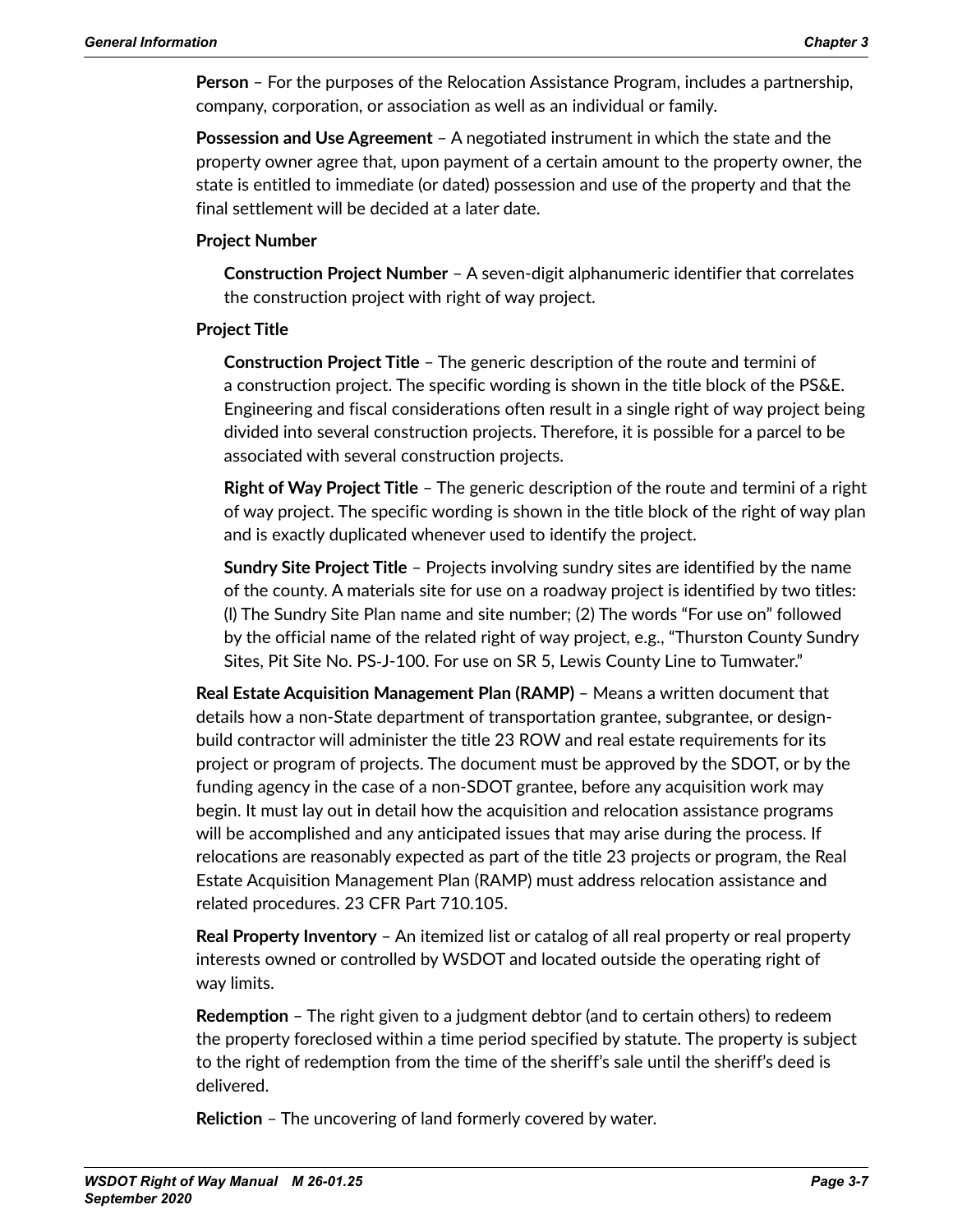**Person** – For the purposes of the Relocation Assistance Program, includes a partnership, company, corporation, or association as well as an individual or family.

**Possession and Use Agreement** – A negotiated instrument in which the state and the property owner agree that, upon payment of a certain amount to the property owner, the state is entitled to immediate (or dated) possession and use of the property and that the final settlement will be decided at a later date.

**Project Number**

> **Construction Project Number** – A seven-digit alphanumeric identifier that correlates the construction project with right of way project.

**Project Title**

> **Construction Project Title** – The generic description of the route and termini of a construction project. The specific wording is shown in the title block of the PS&E. Engineering and fiscal considerations often result in a single right of way project being divided into several construction projects. Therefore, it is possible for a parcel to be associated with several construction projects.
>
> **Right of Way Project Title** – The generic description of the route and termini of a right of way project. The specific wording is shown in the title block of the right of way plan and is exactly duplicated whenever used to identify the project.
>
> **Sundry Site Project Title** – Projects involving sundry sites are identified by the name of the county. A materials site for use on a roadway project is identified by two titles: (l) The Sundry Site Plan name and site number; (2) The words “For use on” followed by the official name of the related right of way project, e.g., “Thurston County Sundry Sites, Pit Site No. PS-J-100. For use on SR 5, Lewis County Line to Tumwater.”

**Real Estate Acquisition Management Plan (RAMP)** – Means a written document that details how a non-State department of transportation grantee, subgrantee, or design-build contractor will administer the title 23 ROW and real estate requirements for its project or program of projects. The document must be approved by the SDOT, or by the funding agency in the case of a non-SDOT grantee, before any acquisition work may begin. It must lay out in detail how the acquisition and relocation assistance programs will be accomplished and any anticipated issues that may arise during the process. If relocations are reasonably expected as part of the title 23 projects or program, the Real Estate Acquisition Management Plan (RAMP) must address relocation assistance and related procedures. 23 CFR Part 710.105.

**Real Property Inventory** – An itemized list or catalog of all real property or real property interests owned or controlled by WSDOT and located outside the operating right of way limits.

**Redemption** – The right given to a judgment debtor (and to certain others) to redeem the property foreclosed within a time period specified by statute. The property is subject to the right of redemption from the time of the sheriff’s sale until the sheriff’s deed is delivered.

**Reliction** – The uncovering of land formerly covered by water.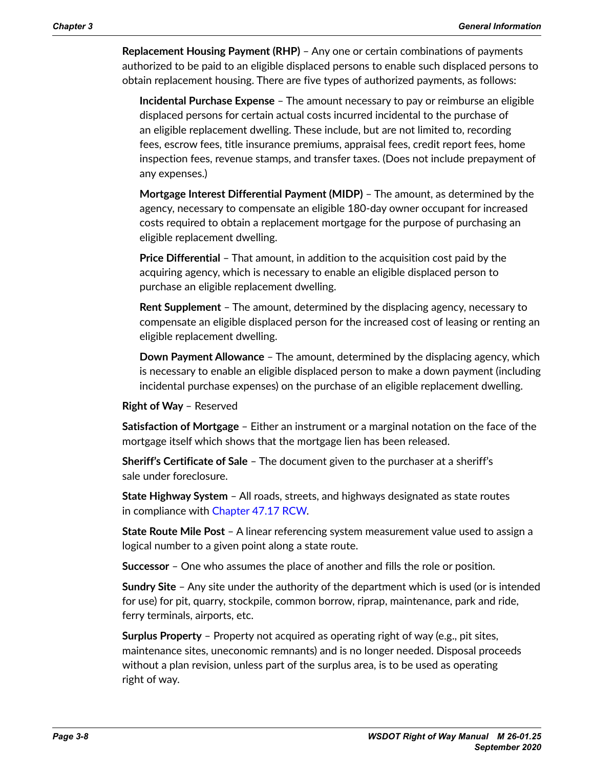**Replacement Housing Payment (RHP)** – Any one or certain combinations of payments authorized to be paid to an eligible displaced persons to enable such displaced persons to obtain replacement housing. There are five types of authorized payments, as follows:

> **Incidental Purchase Expense** – The amount necessary to pay or reimburse an eligible displaced persons for certain actual costs incurred incidental to the purchase of an eligible replacement dwelling. These include, but are not limited to, recording fees, escrow fees, title insurance premiums, appraisal fees, credit report fees, home inspection fees, revenue stamps, and transfer taxes. (Does not include prepayment of any expenses.)
>
> **Mortgage Interest Differential Payment (MIDP)** – The amount, as determined by the agency, necessary to compensate an eligible 180-day owner occupant for increased costs required to obtain a replacement mortgage for the purpose of purchasing an eligible replacement dwelling.
>
> **Price Differential** – That amount, in addition to the acquisition cost paid by the acquiring agency, which is necessary to enable an eligible displaced person to purchase an eligible replacement dwelling.
>
> **Rent Supplement** – The amount, determined by the displacing agency, necessary to compensate an eligible displaced person for the increased cost of leasing or renting an eligible replacement dwelling.
>
> **Down Payment Allowance** – The amount, determined by the displacing agency, which is necessary to enable an eligible displaced person to make a down payment (including incidental purchase expenses) on the purchase of an eligible replacement dwelling.

**Right of Way** – Reserved

**Satisfaction of Mortgage** – Either an instrument or a marginal notation on the face of the mortgage itself which shows that the mortgage lien has been released.

**Sheriff's Certificate of Sale** – The document given to the purchaser at a sheriff's sale under foreclosure.

**State Highway System** – All roads, streets, and highways designated as state routes in compliance with Chapter 47.17 RCW.

**State Route Mile Post** – A linear referencing system measurement value used to assign a logical number to a given point along a state route.

**Successor** – One who assumes the place of another and fills the role or position.

**Sundry Site** – Any site under the authority of the department which is used (or is intended for use) for pit, quarry, stockpile, common borrow, riprap, maintenance, park and ride, ferry terminals, airports, etc.

**Surplus Property** – Property not acquired as operating right of way (e.g., pit sites, maintenance sites, uneconomic remnants) and is no longer needed. Disposal proceeds without a plan revision, unless part of the surplus area, is to be used as operating right of way.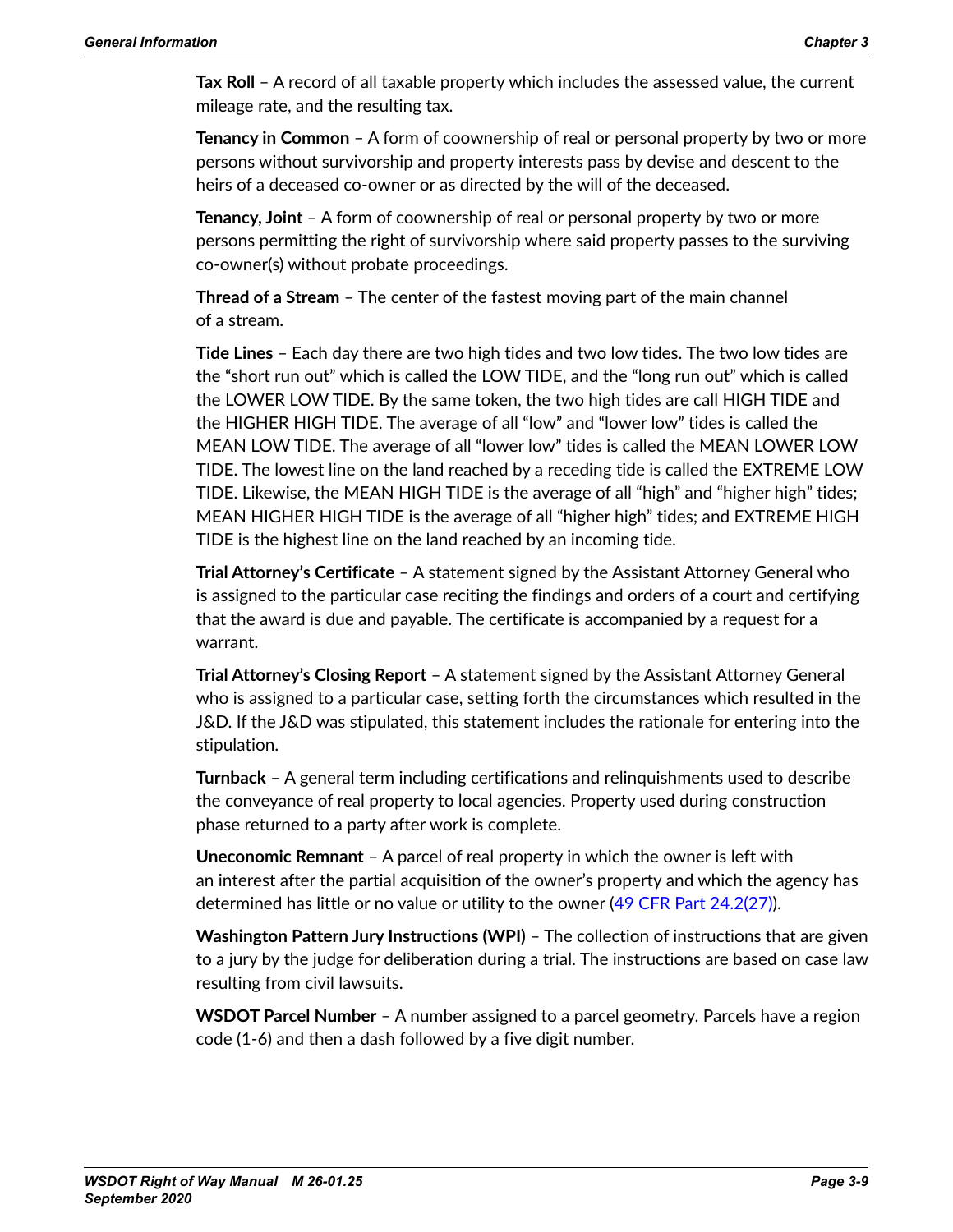**Tax Roll** – A record of all taxable property which includes the assessed value, the current mileage rate, and the resulting tax.

**Tenancy in Common** – A form of coownership of real or personal property by two or more persons without survivorship and property interests pass by devise and descent to the heirs of a deceased co-owner or as directed by the will of the deceased.

**Tenancy, Joint** – A form of coownership of real or personal property by two or more persons permitting the right of survivorship where said property passes to the surviving co-owner(s) without probate proceedings.

**Thread of a Stream** – The center of the fastest moving part of the main channel of a stream.

**Tide Lines** – Each day there are two high tides and two low tides. The two low tides are the "short run out" which is called the LOW TIDE, and the "long run out" which is called the LOWER LOW TIDE. By the same token, the two high tides are call HIGH TIDE and the HIGHER HIGH TIDE. The average of all "low" and "lower low" tides is called the MEAN LOW TIDE. The average of all "lower low" tides is called the MEAN LOWER LOW TIDE. The lowest line on the land reached by a receding tide is called the EXTREME LOW TIDE. Likewise, the MEAN HIGH TIDE is the average of all "high" and "higher high" tides; MEAN HIGHER HIGH TIDE is the average of all "higher high" tides; and EXTREME HIGH TIDE is the highest line on the land reached by an incoming tide.

**Trial Attorney's Certificate** – A statement signed by the Assistant Attorney General who is assigned to the particular case reciting the findings and orders of a court and certifying that the award is due and payable. The certificate is accompanied by a request for a warrant.

**Trial Attorney's Closing Report** – A statement signed by the Assistant Attorney General who is assigned to a particular case, setting forth the circumstances which resulted in the J&D. If the J&D was stipulated, this statement includes the rationale for entering into the stipulation.

**Turnback** – A general term including certifications and relinquishments used to describe the conveyance of real property to local agencies. Property used during construction phase returned to a party after work is complete.

**Uneconomic Remnant** – A parcel of real property in which the owner is left with an interest after the partial acquisition of the owner's property and which the agency has determined has little or no value or utility to the owner (49 CFR Part 24.2(27)).

**Washington Pattern Jury Instructions (WPI)** – The collection of instructions that are given to a jury by the judge for deliberation during a trial. The instructions are based on case law resulting from civil lawsuits.

**WSDOT Parcel Number** – A number assigned to a parcel geometry. Parcels have a region code (1-6) and then a dash followed by a five digit number.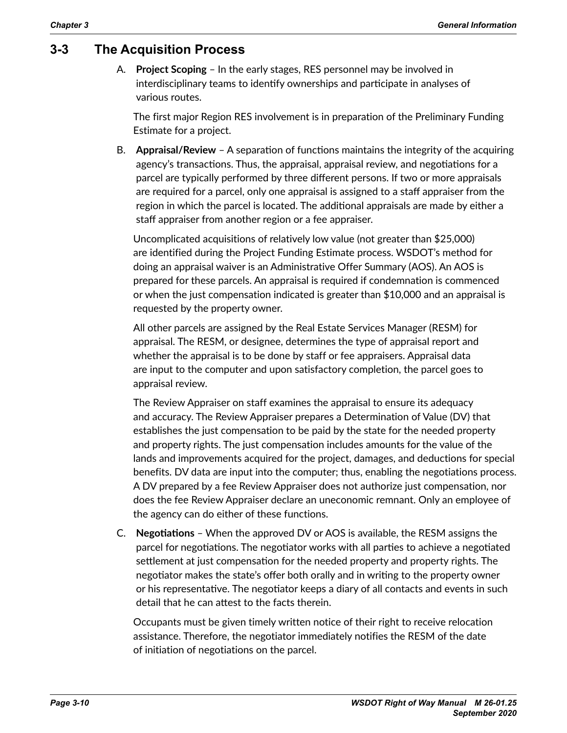## 3-3 The Acquisition Process

A. **Project Scoping** – In the early stages, RES personnel may be involved in interdisciplinary teams to identify ownerships and participate in analyses of various routes.

   The first major Region RES involvement is in preparation of the Preliminary Funding Estimate for a project.

B. **Appraisal/Review** – A separation of functions maintains the integrity of the acquiring agency's transactions. Thus, the appraisal, appraisal review, and negotiations for a parcel are typically performed by three different persons. If two or more appraisals are required for a parcel, only one appraisal is assigned to a staff appraiser from the region in which the parcel is located. The additional appraisals are made by either a staff appraiser from another region or a fee appraiser.

   Uncomplicated acquisitions of relatively low value (not greater than $25,000) are identified during the Project Funding Estimate process. WSDOT's method for doing an appraisal waiver is an Administrative Offer Summary (AOS). An AOS is prepared for these parcels. An appraisal is required if condemnation is commenced or when the just compensation indicated is greater than $10,000 and an appraisal is requested by the property owner.

   All other parcels are assigned by the Real Estate Services Manager (RESM) for appraisal. The RESM, or designee, determines the type of appraisal report and whether the appraisal is to be done by staff or fee appraisers. Appraisal data are input to the computer and upon satisfactory completion, the parcel goes to appraisal review.

   The Review Appraiser on staff examines the appraisal to ensure its adequacy and accuracy. The Review Appraiser prepares a Determination of Value (DV) that establishes the just compensation to be paid by the state for the needed property and property rights. The just compensation includes amounts for the value of the lands and improvements acquired for the project, damages, and deductions for special benefits. DV data are input into the computer; thus, enabling the negotiations process. A DV prepared by a fee Review Appraiser does not authorize just compensation, nor does the fee Review Appraiser declare an uneconomic remnant. Only an employee of the agency can do either of these functions.

C. **Negotiations** – When the approved DV or AOS is available, the RESM assigns the parcel for negotiations. The negotiator works with all parties to achieve a negotiated settlement at just compensation for the needed property and property rights. The negotiator makes the state's offer both orally and in writing to the property owner or his representative. The negotiator keeps a diary of all contacts and events in such detail that he can attest to the facts therein.

   Occupants must be given timely written notice of their right to receive relocation assistance. Therefore, the negotiator immediately notifies the RESM of the date of initiation of negotiations on the parcel.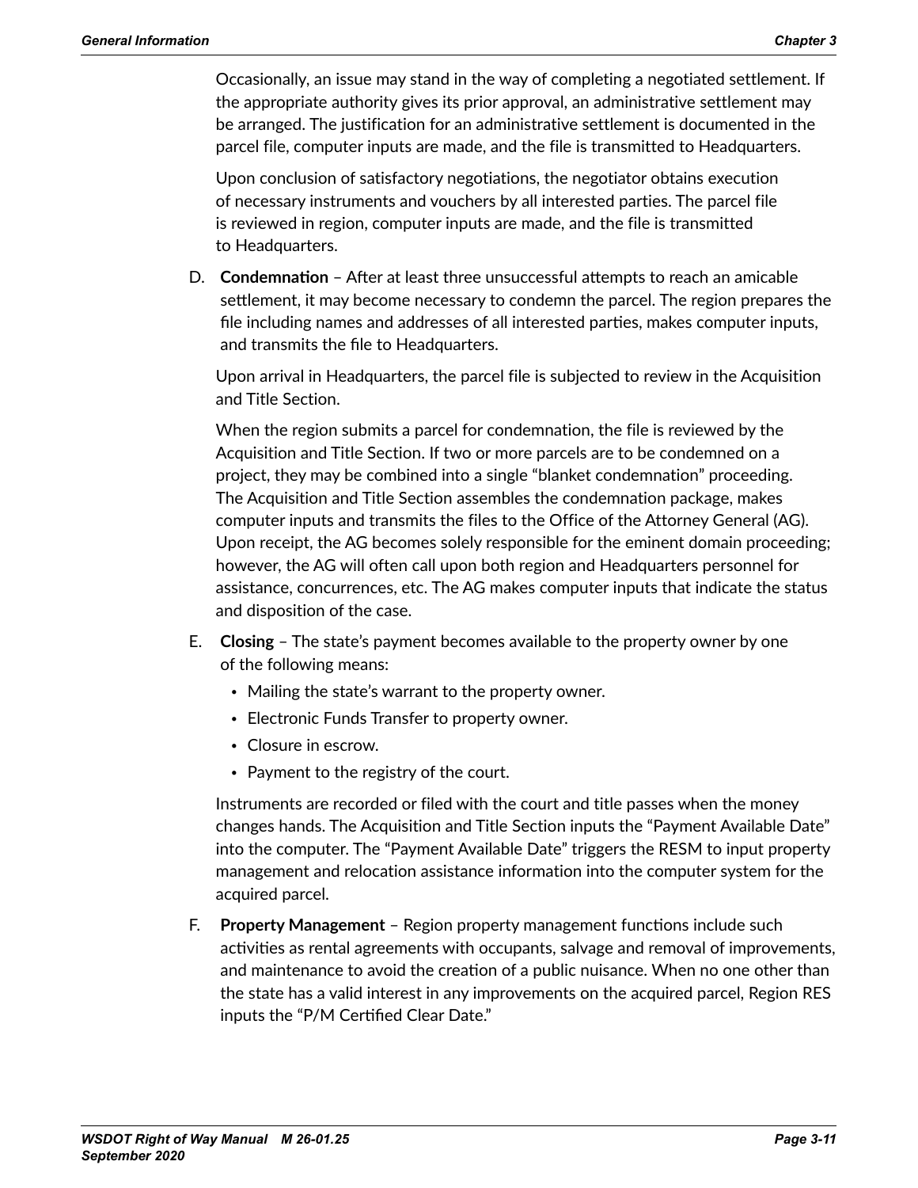Occasionally, an issue may stand in the way of completing a negotiated settlement. If the appropriate authority gives its prior approval, an administrative settlement may be arranged. The justification for an administrative settlement is documented in the parcel file, computer inputs are made, and the file is transmitted to Headquarters.

Upon conclusion of satisfactory negotiations, the negotiator obtains execution of necessary instruments and vouchers by all interested parties. The parcel file is reviewed in region, computer inputs are made, and the file is transmitted to Headquarters.

D. **Condemnation** – After at least three unsuccessful attempts to reach an amicable settlement, it may become necessary to condemn the parcel. The region prepares the file including names and addresses of all interested parties, makes computer inputs, and transmits the file to Headquarters.

   Upon arrival in Headquarters, the parcel file is subjected to review in the Acquisition and Title Section.

   When the region submits a parcel for condemnation, the file is reviewed by the Acquisition and Title Section. If two or more parcels are to be condemned on a project, they may be combined into a single "blanket condemnation" proceeding. The Acquisition and Title Section assembles the condemnation package, makes computer inputs and transmits the files to the Office of the Attorney General (AG). Upon receipt, the AG becomes solely responsible for the eminent domain proceeding; however, the AG will often call upon both region and Headquarters personnel for assistance, concurrences, etc. The AG makes computer inputs that indicate the status and disposition of the case.

E. **Closing** – The state's payment becomes available to the property owner by one of the following means:

   - Mailing the state's warrant to the property owner.
   - Electronic Funds Transfer to property owner.
   - Closure in escrow.
   - Payment to the registry of the court.

   Instruments are recorded or filed with the court and title passes when the money changes hands. The Acquisition and Title Section inputs the "Payment Available Date" into the computer. The "Payment Available Date" triggers the RESM to input property management and relocation assistance information into the computer system for the acquired parcel.

F. **Property Management** – Region property management functions include such activities as rental agreements with occupants, salvage and removal of improvements, and maintenance to avoid the creation of a public nuisance. When no one other than the state has a valid interest in any improvements on the acquired parcel, Region RES inputs the "P/M Certified Clear Date."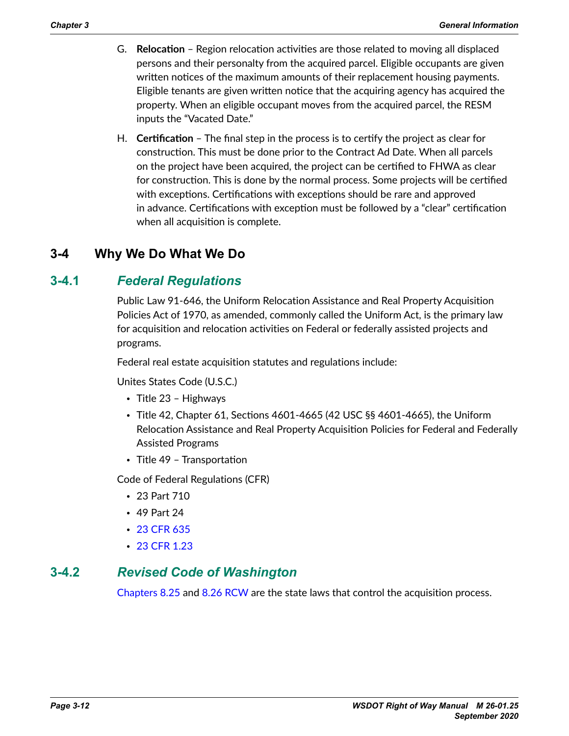G. **Relocation** – Region relocation activities are those related to moving all displaced persons and their personalty from the acquired parcel. Eligible occupants are given written notices of the maximum amounts of their replacement housing payments. Eligible tenants are given written notice that the acquiring agency has acquired the property. When an eligible occupant moves from the acquired parcel, the RESM inputs the "Vacated Date."

H. **Certification** – The final step in the process is to certify the project as clear for construction. This must be done prior to the Contract Ad Date. When all parcels on the project have been acquired, the project can be certified to FHWA as clear for construction. This is done by the normal process. Some projects will be certified with exceptions. Certifications with exceptions should be rare and approved in advance. Certifications with exception must be followed by a "clear" certification when all acquisition is complete.

## 3-4 Why We Do What We Do

### 3-4.1 *Federal Regulations*

Public Law 91-646, the Uniform Relocation Assistance and Real Property Acquisition Policies Act of 1970, as amended, commonly called the Uniform Act, is the primary law for acquisition and relocation activities on Federal or federally assisted projects and programs.

Federal real estate acquisition statutes and regulations include:

Unites States Code (U.S.C.)

- Title 23 – Highways
- Title 42, Chapter 61, Sections 4601-4665 (42 USC §§ 4601-4665), the Uniform Relocation Assistance and Real Property Acquisition Policies for Federal and Federally Assisted Programs
- Title 49 – Transportation

Code of Federal Regulations (CFR)

- 23 Part 710
- 49 Part 24
- 23 CFR 635
- 23 CFR 1.23

### 3-4.2 *Revised Code of Washington*

Chapters 8.25 and 8.26 RCW are the state laws that control the acquisition process.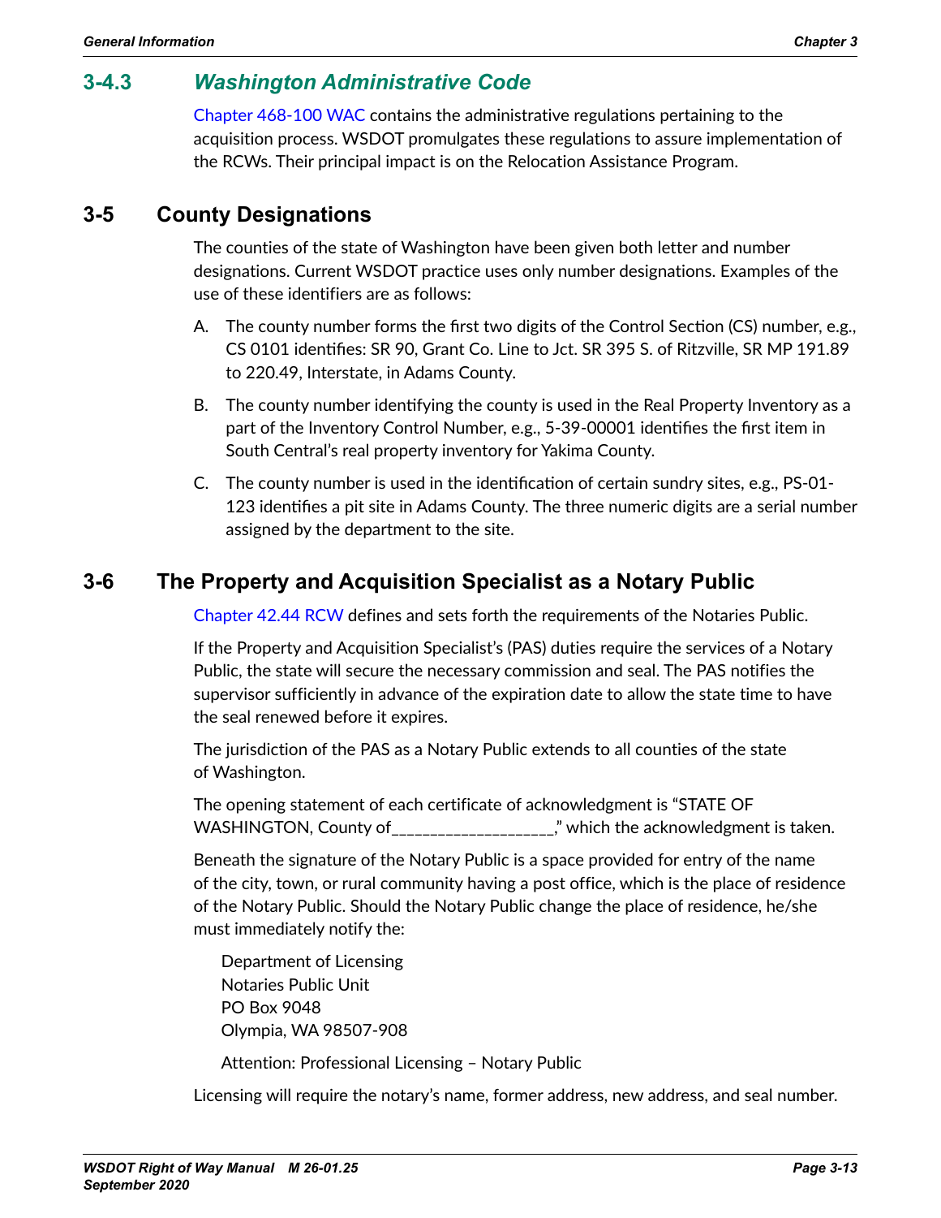### 3-4.3 *Washington Administrative Code*

Chapter 468-100 WAC contains the administrative regulations pertaining to the acquisition process. WSDOT promulgates these regulations to assure implementation of the RCWs. Their principal impact is on the Relocation Assistance Program.

## 3-5 County Designations

The counties of the state of Washington have been given both letter and number designations. Current WSDOT practice uses only number designations. Examples of the use of these identifiers are as follows:

A. The county number forms the first two digits of the Control Section (CS) number, e.g., CS 0101 identifies: SR 90, Grant Co. Line to Jct. SR 395 S. of Ritzville, SR MP 191.89 to 220.49, Interstate, in Adams County.

B. The county number identifying the county is used in the Real Property Inventory as a part of the Inventory Control Number, e.g., 5-39-00001 identifies the first item in South Central's real property inventory for Yakima County.

C. The county number is used in the identification of certain sundry sites, e.g., PS-01-123 identifies a pit site in Adams County. The three numeric digits are a serial number assigned by the department to the site.

## 3-6 The Property and Acquisition Specialist as a Notary Public

Chapter 42.44 RCW defines and sets forth the requirements of the Notaries Public.

If the Property and Acquisition Specialist's (PAS) duties require the services of a Notary Public, the state will secure the necessary commission and seal. The PAS notifies the supervisor sufficiently in advance of the expiration date to allow the state time to have the seal renewed before it expires.

The jurisdiction of the PAS as a Notary Public extends to all counties of the state of Washington.

The opening statement of each certificate of acknowledgment is "STATE OF WASHINGTON, County of___________________," which the acknowledgment is taken.

Beneath the signature of the Notary Public is a space provided for entry of the name of the city, town, or rural community having a post office, which is the place of residence of the Notary Public. Should the Notary Public change the place of residence, he/she must immediately notify the:

Department of Licensing  
Notaries Public Unit  
PO Box 9048  
Olympia, WA 98507-908

Attention: Professional Licensing – Notary Public

Licensing will require the notary's name, former address, new address, and seal number.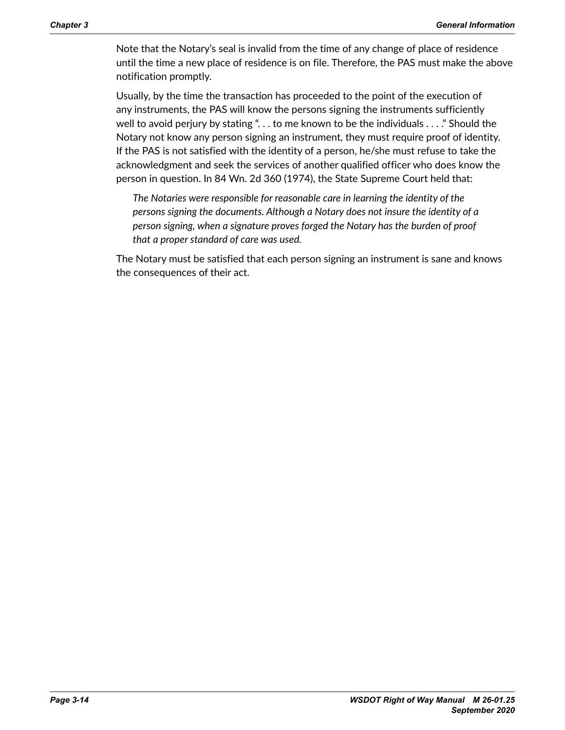Note that the Notary's seal is invalid from the time of any change of place of residence until the time a new place of residence is on file. Therefore, the PAS must make the above notification promptly.

Usually, by the time the transaction has proceeded to the point of the execution of any instruments, the PAS will know the persons signing the instruments sufficiently well to avoid perjury by stating ". . . to me known to be the individuals . . . ." Should the Notary not know any person signing an instrument, they must require proof of identity. If the PAS is not satisfied with the identity of a person, he/she must refuse to take the acknowledgment and seek the services of another qualified officer who does know the person in question. In 84 Wn. 2d 360 (1974), the State Supreme Court held that:

> *The Notaries were responsible for reasonable care in learning the identity of the persons signing the documents. Although a Notary does not insure the identity of a person signing, when a signature proves forged the Notary has the burden of proof that a proper standard of care was used.*

The Notary must be satisfied that each person signing an instrument is sane and knows the consequences of their act.